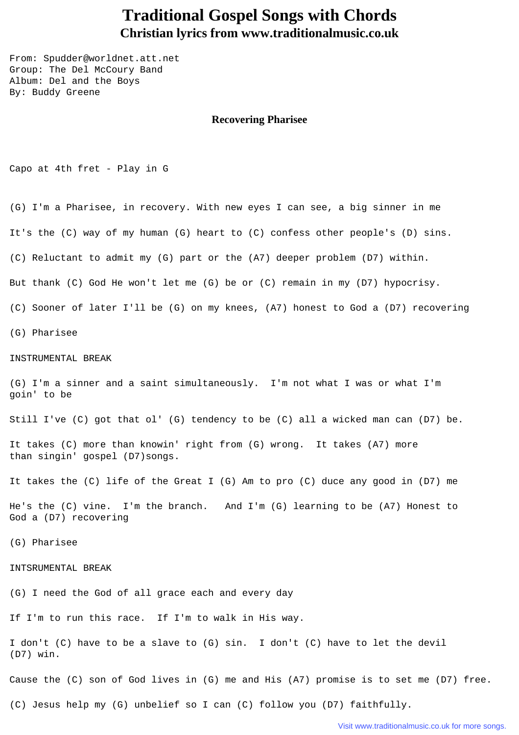# Traditional Gospel Songs with Chords

## Christian lyrics from www.traditionalmusic.co.uk

From: Spudder@worldnet.att.net
Group: The Del McCoury Band
Album: Del and the Boys
By: Buddy Greene

### Recovering Pharisee

Capo at 4th fret - Play in G

(G) I'm a Pharisee, in recovery. With new eyes I can see, a big sinner in me

It's the (C) way of my human (G) heart to (C) confess other people's (D) sins.

(C) Reluctant to admit my (G) part or the (A7) deeper problem (D7) within.

But thank (C) God He won't let me (G) be or (C) remain in my (D7) hypocrisy.

(C) Sooner of later I'll be (G) on my knees, (A7) honest to God a (D7) recovering

(G) Pharisee

INSTRUMENTAL BREAK

(G) I'm a sinner and a saint simultaneously. I'm not what I was or what I'm goin' to be

Still I've (C) got that ol' (G) tendency to be (C) all a wicked man can (D7) be.

It takes (C) more than knowin' right from (G) wrong. It takes (A7) more than singin' gospel (D7)songs.

It takes the (C) life of the Great I (G) Am to pro (C) duce any good in (D7) me

He's the (C) vine. I'm the branch. And I'm (G) learning to be (A7) Honest to God a (D7) recovering

(G) Pharisee

INTSRUMENTAL BREAK

(G) I need the God of all grace each and every day

If I'm to run this race. If I'm to walk in His way.

I don't (C) have to be a slave to (G) sin. I don't (C) have to let the devil (D7) win.

Cause the (C) son of God lives in (G) me and His (A7) promise is to set me (D7) free.

(C) Jesus help my (G) unbelief so I can (C) follow you (D7) faithfully.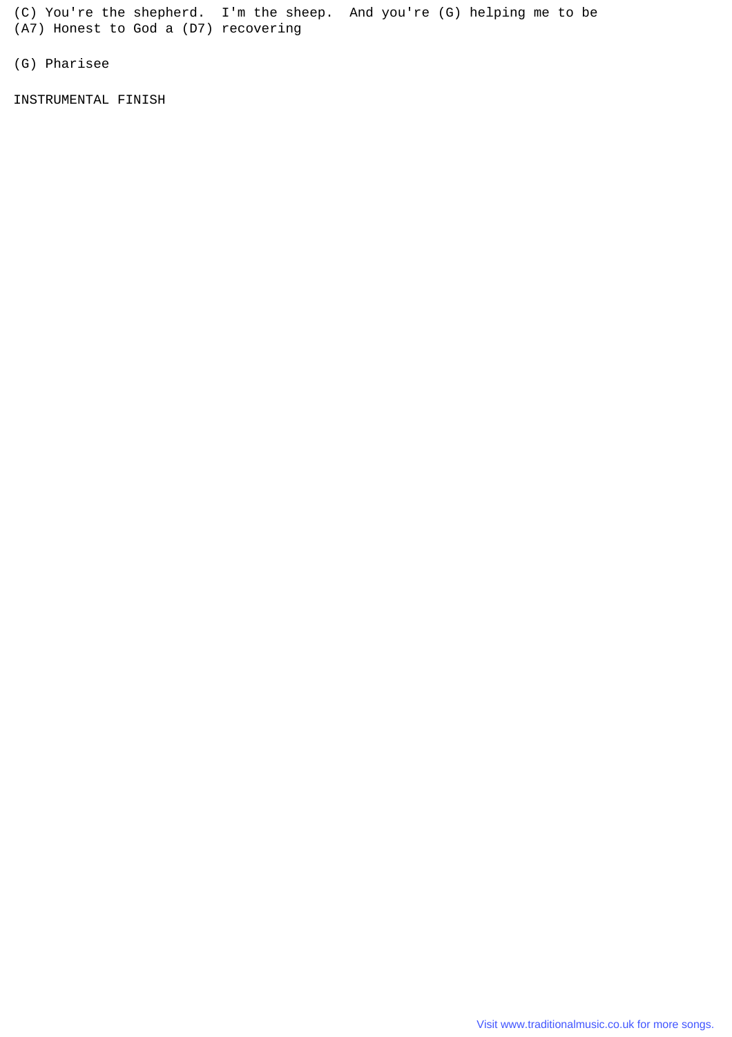(C) You're the shepherd.  I'm the sheep.  And you're (G) helping me to be
(A7) Honest to God a (D7) recovering

(G) Pharisee

INSTRUMENTAL FINISH